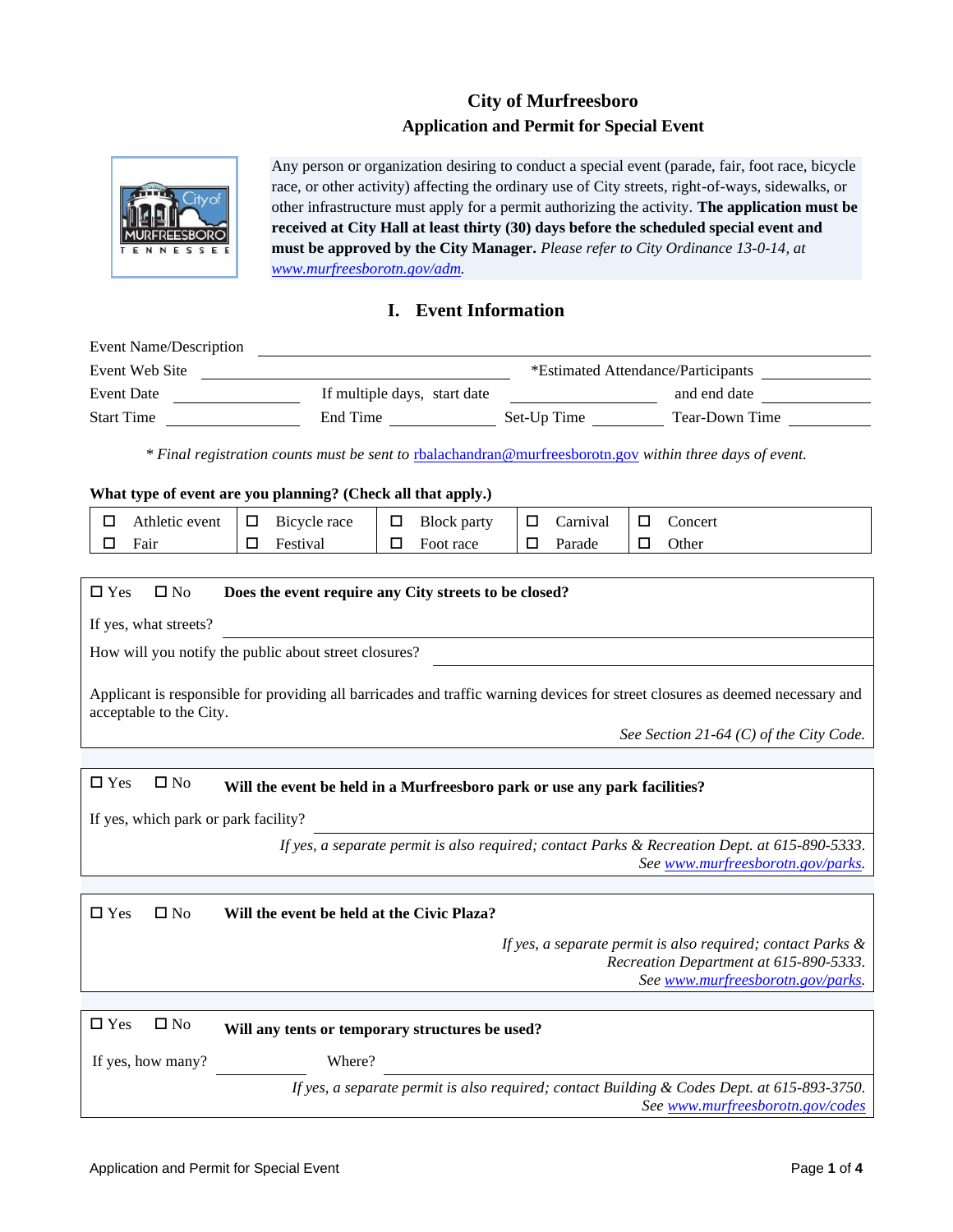# City of Murfreesboro
## Application and Permit for Special Event

Any person or organization desiring to conduct a special event (parade, fair, foot race, bicycle race, or other activity) affecting the ordinary use of City streets, right-of-ways, sidewalks, or other infrastructure must apply for a permit authorizing the activity. **The application must be received at City Hall at least thirty (30) days before the scheduled special event and must be approved by the City Manager.** *Please refer to City Ordinance 13-0-14, at [www.murfreesborotn.gov/adm](www.murfreesborotn.gov/adm).*

## I. Event Information

Event Name/Description ______________________________

Event Web Site ______________________________ *Estimated Attendance/Participants ____________

Event Date ____________ If multiple days, start date ____________ and end date ____________

Start Time ____________ End Time ____________ Set-Up Time ____________ Tear-Down Time ____________

*\* Final registration counts must be sent to rbalachandran@murfreesborotn.gov within three days of event.*

**What type of event are you planning? (Check all that apply.)**

| | | | | |
|---|---|---|---|---|
| ☐ Athletic event | ☐ Bicycle race | ☐ Block party | ☐ Carnival | ☐ Concert |
| ☐ Fair | ☐ Festival | ☐ Foot race | ☐ Parade | ☐ Other |

☐ Yes ☐ No **Does the event require any City streets to be closed?**

If yes, what streets? ______________________________

How will you notify the public about street closures? ______________________________

Applicant is responsible for providing all barricades and traffic warning devices for street closures as deemed necessary and acceptable to the City.

*See Section 21-64 (C) of the City Code.*

☐ Yes ☐ No **Will the event be held in a Murfreesboro park or use any park facilities?**

If yes, which park or park facility? ______________________________

*If yes, a separate permit is also required; contact Parks & Recreation Dept. at 615-890-5333. See [www.murfreesborotn.gov/parks](www.murfreesborotn.gov/parks).*

☐ Yes ☐ No **Will the event be held at the Civic Plaza?**

*If yes, a separate permit is also required; contact Parks & Recreation Department at 615-890-5333. See [www.murfreesborotn.gov/parks](www.murfreesborotn.gov/parks).*

☐ Yes ☐ No **Will any tents or temporary structures be used?**

If yes, how many? ____________ Where? ______________________________

*If yes, a separate permit is also required; contact Building & Codes Dept. at 615-893-3750. See [www.murfreesborotn.gov/codes](www.murfreesborotn.gov/codes)*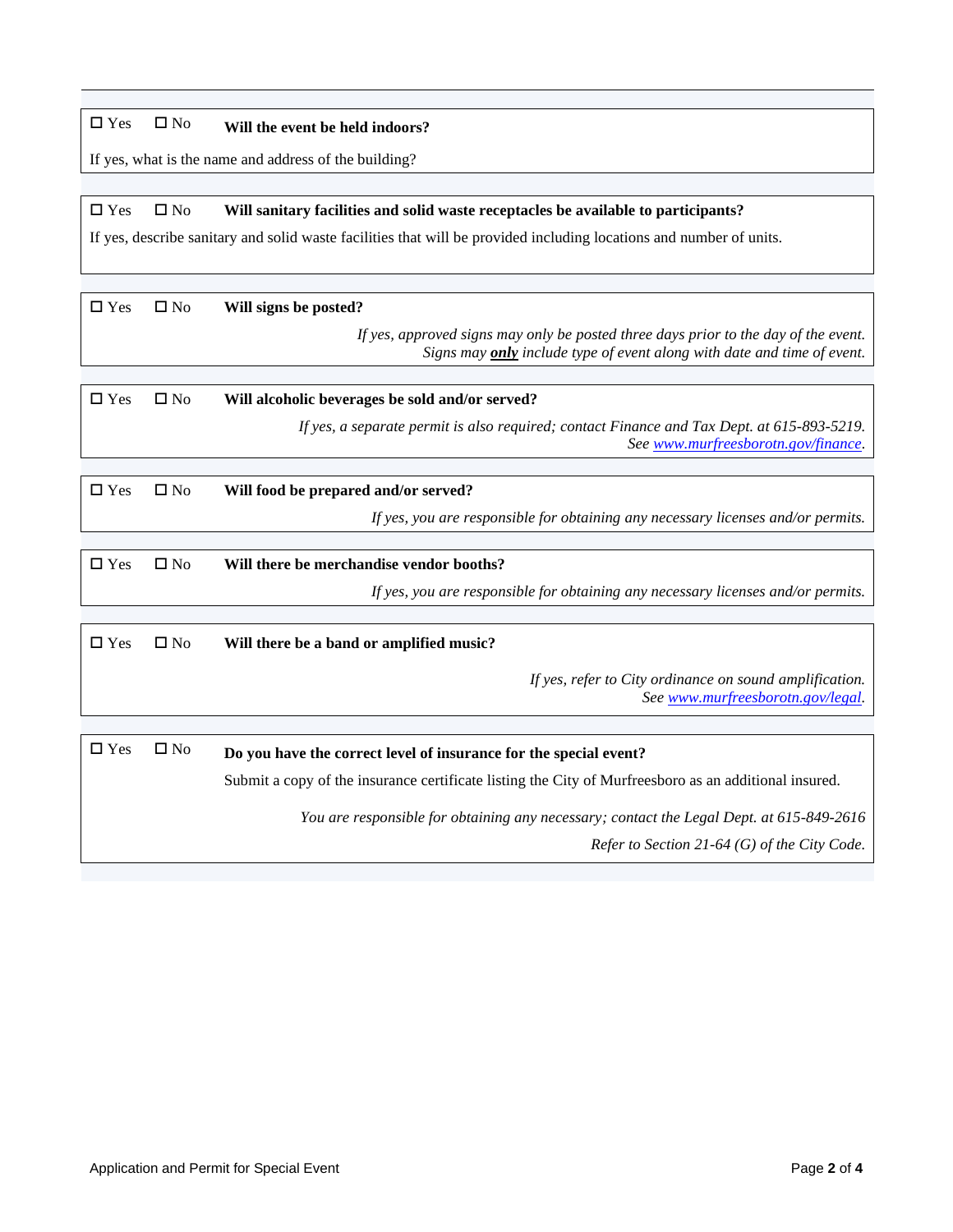☐ Yes ☐ No **Will the event be held indoors?**

If yes, what is the name and address of the building?

☐ Yes ☐ No **Will sanitary facilities and solid waste receptacles be available to participants?**

If yes, describe sanitary and solid waste facilities that will be provided including locations and number of units.

☐ Yes ☐ No **Will signs be posted?**

*If yes, approved signs may only be posted three days prior to the day of the event. Signs may **only** include type of event along with date and time of event.*

☐ Yes ☐ No **Will alcoholic beverages be sold and/or served?**

*If yes, a separate permit is also required; contact Finance and Tax Dept. at 615-893-5219. See www.murfreesborotn.gov/finance.*

☐ Yes ☐ No **Will food be prepared and/or served?**

*If yes, you are responsible for obtaining any necessary licenses and/or permits.*

☐ Yes ☐ No **Will there be merchandise vendor booths?**

*If yes, you are responsible for obtaining any necessary licenses and/or permits.*

☐ Yes ☐ No **Will there be a band or amplified music?**

*If yes, refer to City ordinance on sound amplification. See www.murfreesborotn.gov/legal.*

☐ Yes ☐ No **Do you have the correct level of insurance for the special event?**

Submit a copy of the insurance certificate listing the City of Murfreesboro as an additional insured.

*You are responsible for obtaining any necessary; contact the Legal Dept. at 615-849-2616*

*Refer to Section 21-64 (G) of the City Code.*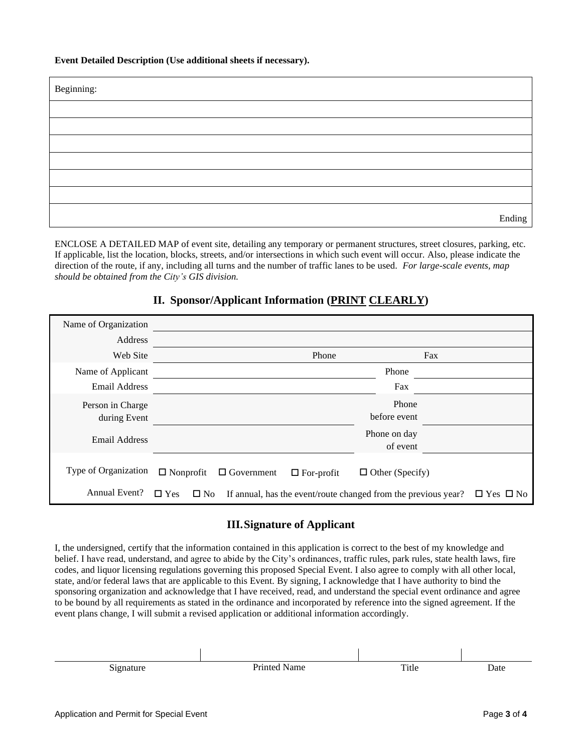**Event Detailed Description (Use additional sheets if necessary).**

| Beginning: |
|---|
| |
| |
| |
| |
| |
| |
| Ending |

ENCLOSE A DETAILED MAP of event site, detailing any temporary or permanent structures, street closures, parking, etc. If applicable, list the location, blocks, streets, and/or intersections in which such event will occur. Also, please indicate the direction of the route, if any, including all turns and the number of traffic lanes to be used. *For large-scale events, map should be obtained from the City's GIS division.*

## II. Sponsor/Applicant Information (<u>PRINT</u> <u>CLEARLY</u>)

| | | | |
|---|---|---|---|
| Name of Organization | | | |
| Address | | | |
| Web Site | | Phone | Fax |
| Name of Applicant | | Phone | |
| Email Address | | Fax | |
| Person in Charge during Event | | Phone before event | |
| Email Address | | Phone on day of event | |
| Type of Organization | ☐ Nonprofit ☐ Government ☐ For-profit | ☐ Other (Specify) | |
| Annual Event? | ☐ Yes ☐ No | If annual, has the event/route changed from the previous year? | ☐ Yes ☐ No |

## III. Signature of Applicant

I, the undersigned, certify that the information contained in this application is correct to the best of my knowledge and belief. I have read, understand, and agree to abide by the City's ordinances, traffic rules, park rules, state health laws, fire codes, and liquor licensing regulations governing this proposed Special Event. I also agree to comply with all other local, state, and/or federal laws that are applicable to this Event. By signing, I acknowledge that I have authority to bind the sponsoring organization and acknowledge that I have received, read, and understand the special event ordinance and agree to be bound by all requirements as stated in the ordinance and incorporated by reference into the signed agreement. If the event plans change, I will submit a revised application or additional information accordingly.

| | | | |
|---|---|---|---|
| Signature | Printed Name | Title | Date |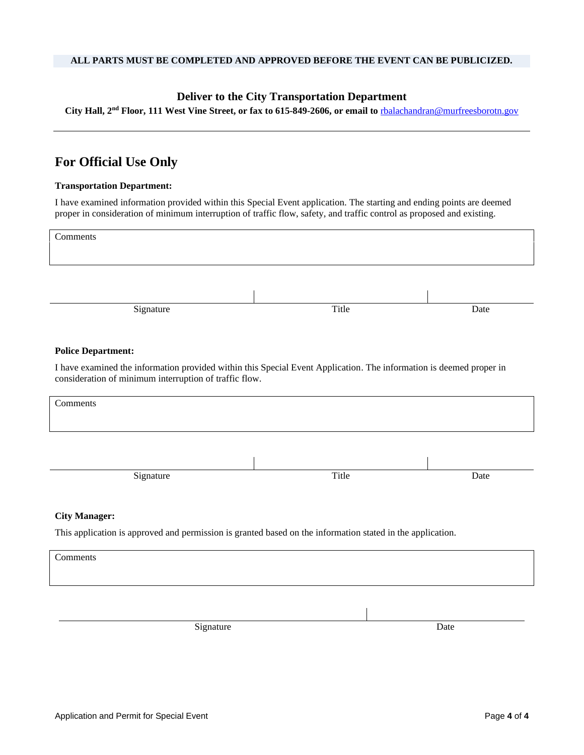**ALL PARTS MUST BE COMPLETED AND APPROVED BEFORE THE EVENT CAN BE PUBLICIZED.**

### Deliver to the City Transportation Department

**City Hall, 2nd Floor, 111 West Vine Street, or fax to 615-849-2606, or email to** rbalachandran@murfreesborotn.gov

---

## For Official Use Only

**Transportation Department:**

I have examined information provided within this Special Event application. The starting and ending points are deemed proper in consideration of minimum interruption of traffic flow, safety, and traffic control as proposed and existing.

| Comments |
|---|
| |

| | | |
|---|---|---|
| Signature | Title | Date |

**Police Department:**

I have examined the information provided within this Special Event Application. The information is deemed proper in consideration of minimum interruption of traffic flow.

| Comments |
|---|
| |

| | | |
|---|---|---|
| Signature | Title | Date |

**City Manager:**

This application is approved and permission is granted based on the information stated in the application.

| Comments |
|---|
| |

| | |
|---|---|
| Signature | Date |